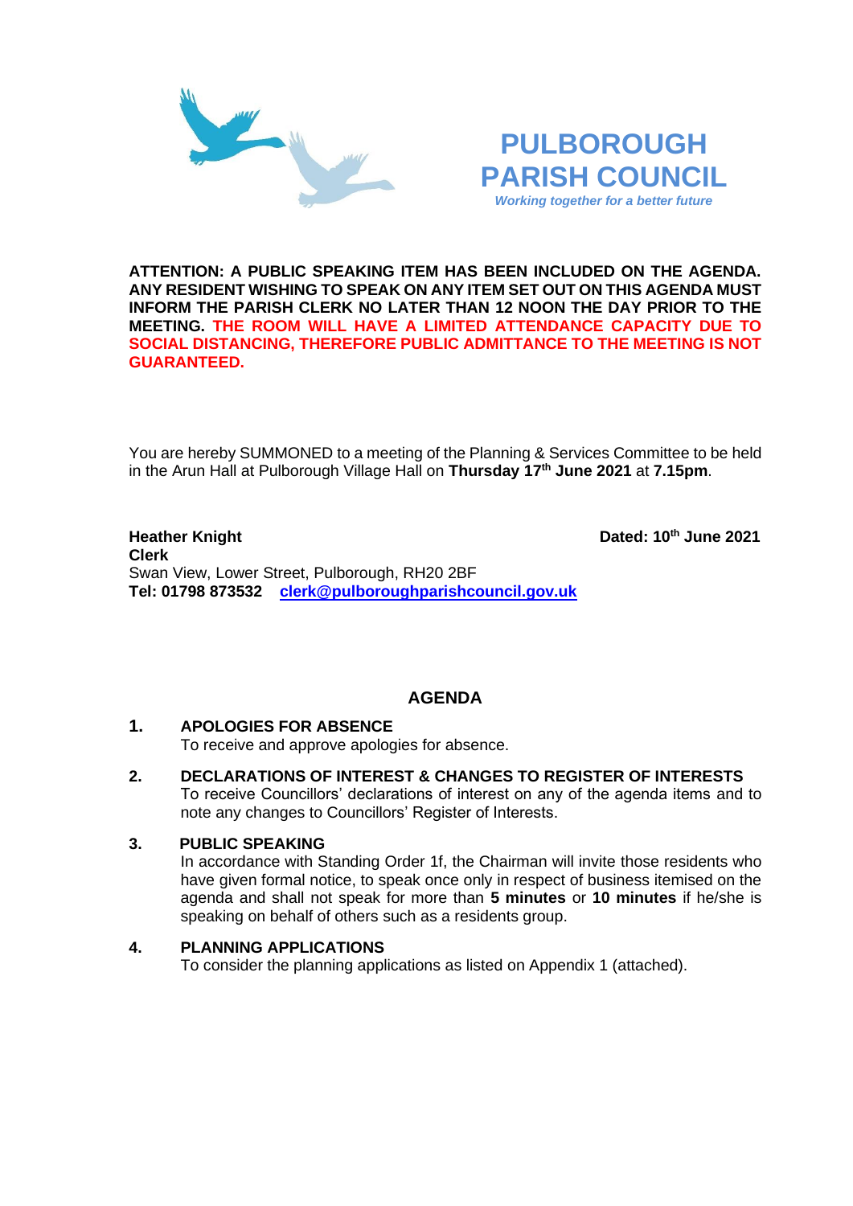# PULBOROUGH PARISH COUNCIL

*Working together for a better future*

**ATTENTION: A PUBLIC SPEAKING ITEM HAS BEEN INCLUDED ON THE AGENDA. ANY RESIDENT WISHING TO SPEAK ON ANY ITEM SET OUT ON THIS AGENDA MUST INFORM THE PARISH CLERK NO LATER THAN 12 NOON THE DAY PRIOR TO THE MEETING. THE ROOM WILL HAVE A LIMITED ATTENDANCE CAPACITY DUE TO SOCIAL DISTANCING, THEREFORE PUBLIC ADMITTANCE TO THE MEETING IS NOT GUARANTEED.**

You are hereby SUMMONED to a meeting of the Planning & Services Committee to be held in the Arun Hall at Pulborough Village Hall on **Thursday 17th June 2021** at **7.15pm**.

**Heather Knight**
**Clerk**
Swan View, Lower Street, Pulborough, RH20 2BF
**Tel: 01798 873532** **clerk@pulboroughparishcouncil.gov.uk**

**Dated: 10th June 2021**

## AGENDA

**1. APOLOGIES FOR ABSENCE**
To receive and approve apologies for absence.

**2. DECLARATIONS OF INTEREST & CHANGES TO REGISTER OF INTERESTS**
To receive Councillors' declarations of interest on any of the agenda items and to note any changes to Councillors' Register of Interests.

**3. PUBLIC SPEAKING**
In accordance with Standing Order 1f, the Chairman will invite those residents who have given formal notice, to speak once only in respect of business itemised on the agenda and shall not speak for more than **5 minutes** or **10 minutes** if he/she is speaking on behalf of others such as a residents group.

**4. PLANNING APPLICATIONS**
To consider the planning applications as listed on Appendix 1 (attached).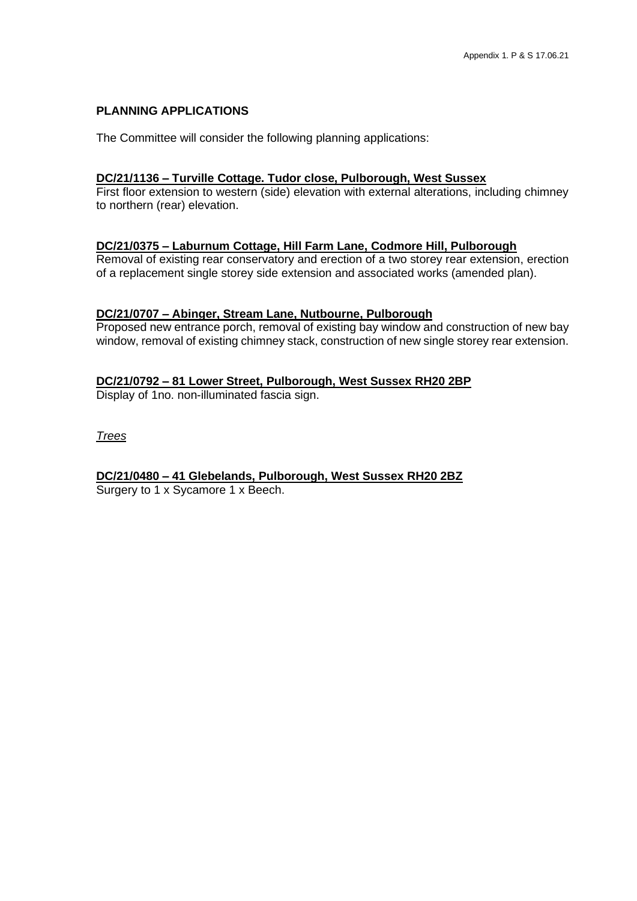Appendix 1. P & S 17.06.21

**PLANNING APPLICATIONS**

The Committee will consider the following planning applications:

**DC/21/1136 – Turville Cottage. Tudor close, Pulborough, West Sussex**
First floor extension to western (side) elevation with external alterations, including chimney to northern (rear) elevation.

**DC/21/0375 – Laburnum Cottage, Hill Farm Lane, Codmore Hill, Pulborough**
Removal of existing rear conservatory and erection of a two storey rear extension, erection of a replacement single storey side extension and associated works (amended plan).

**DC/21/0707 – Abinger, Stream Lane, Nutbourne, Pulborough**
Proposed new entrance porch, removal of existing bay window and construction of new bay window, removal of existing chimney stack, construction of new single storey rear extension.

**DC/21/0792 – 81 Lower Street, Pulborough, West Sussex RH20 2BP**
Display of 1no. non-illuminated fascia sign.

*Trees*

**DC/21/0480 – 41 Glebelands, Pulborough, West Sussex RH20 2BZ**
Surgery to 1 x Sycamore 1 x Beech.